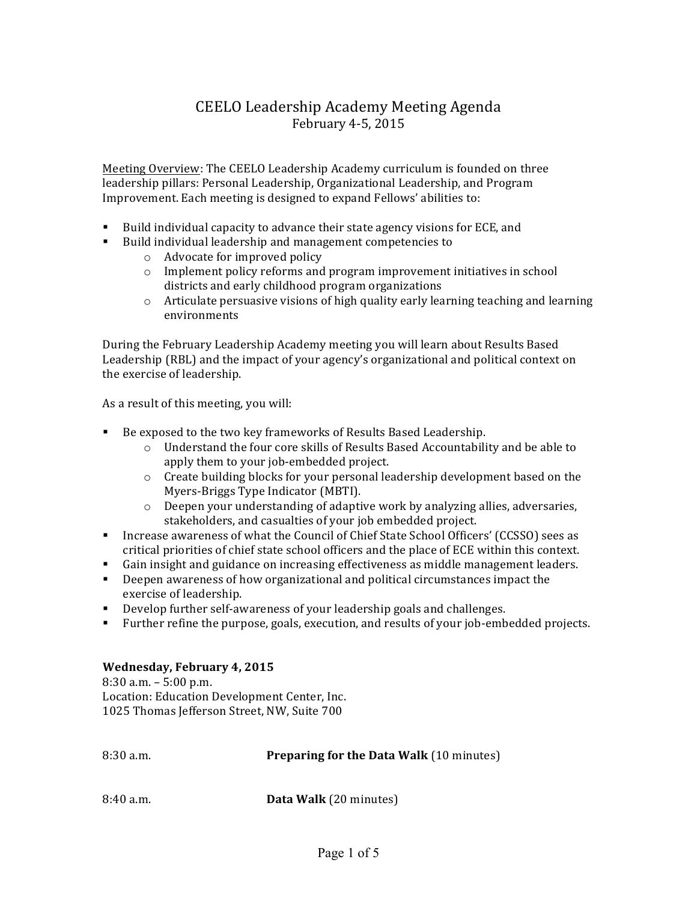# CEELO Leadership Academy Meeting Agenda

February 4-5, 2015

Meeting Overview: The CEELO Leadership Academy curriculum is founded on three leadership pillars: Personal Leadership, Organizational Leadership, and Program Improvement. Each meeting is designed to expand Fellows' abilities to:

- Build individual capacity to advance their state agency visions for ECE, and
- Build individual leadership and management competencies to
  - Advocate for improved policy
  - Implement policy reforms and program improvement initiatives in school districts and early childhood program organizations
  - Articulate persuasive visions of high quality early learning teaching and learning environments

During the February Leadership Academy meeting you will learn about Results Based Leadership (RBL) and the impact of your agency's organizational and political context on the exercise of leadership.

As a result of this meeting, you will:

- Be exposed to the two key frameworks of Results Based Leadership.
  - Understand the four core skills of Results Based Accountability and be able to apply them to your job-embedded project.
  - Create building blocks for your personal leadership development based on the Myers-Briggs Type Indicator (MBTI).
  - Deepen your understanding of adaptive work by analyzing allies, adversaries, stakeholders, and casualties of your job embedded project.
- Increase awareness of what the Council of Chief State School Officers' (CCSSO) sees as critical priorities of chief state school officers and the place of ECE within this context.
- Gain insight and guidance on increasing effectiveness as middle management leaders.
- Deepen awareness of how organizational and political circumstances impact the exercise of leadership.
- Develop further self-awareness of your leadership goals and challenges.
- Further refine the purpose, goals, execution, and results of your job-embedded projects.

**Wednesday, February 4, 2015**
8:30 a.m. – 5:00 p.m.
Location: Education Development Center, Inc.
1025 Thomas Jefferson Street, NW, Suite 700

| | |
|---|---|
| 8:30 a.m. | **Preparing for the Data Walk** (10 minutes) |
| 8:40 a.m. | **Data Walk** (20 minutes) |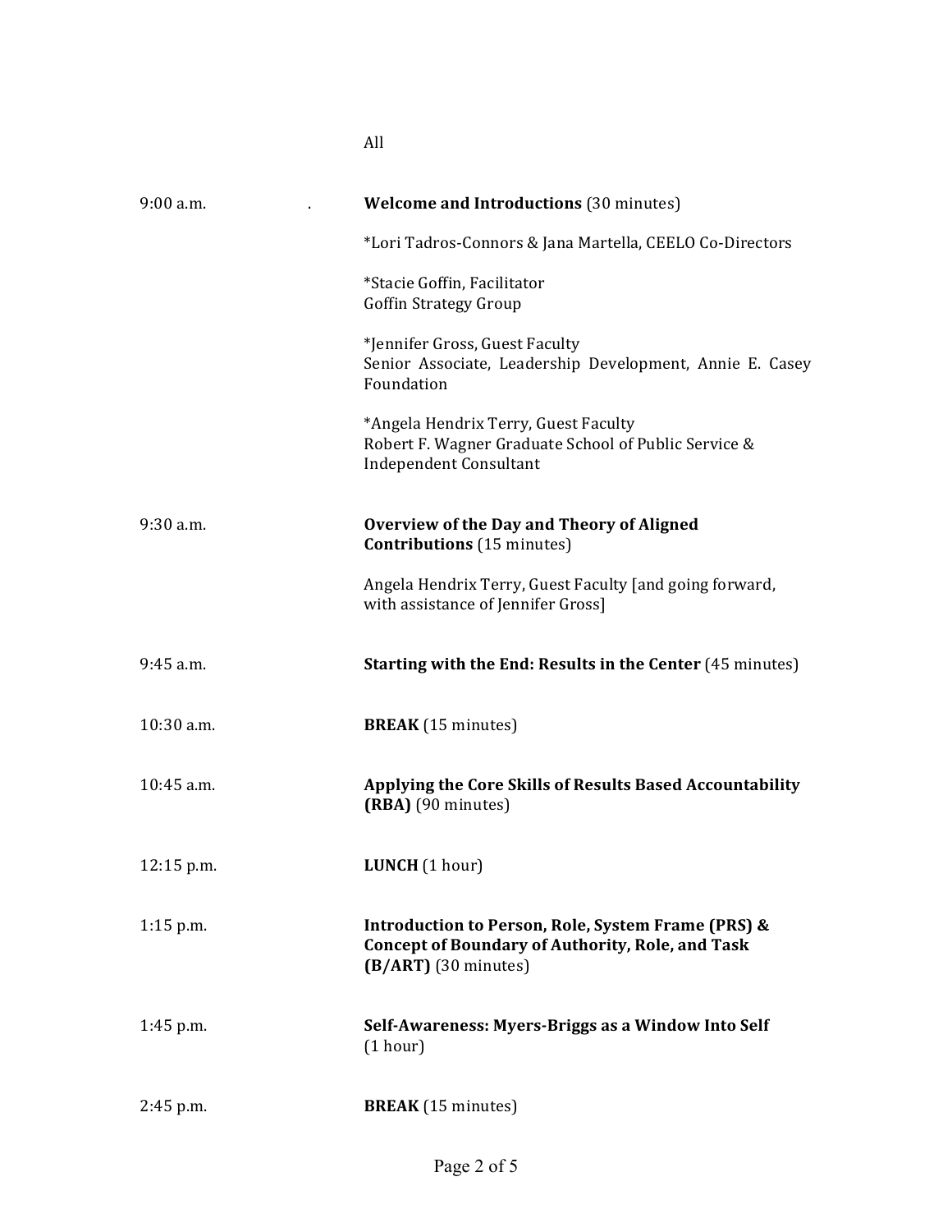All

| | |
|---|---|
| 9:00 a.m. | **Welcome and Introductions** (30 minutes)<br><br>*Lori Tadros-Connors & Jana Martella, CEELO Co-Directors<br><br>*Stacie Goffin, Facilitator<br>Goffin Strategy Group<br><br>*Jennifer Gross, Guest Faculty<br>Senior Associate, Leadership Development, Annie E. Casey Foundation<br><br>*Angela Hendrix Terry, Guest Faculty<br>Robert F. Wagner Graduate School of Public Service & Independent Consultant |
| 9:30 a.m. | **Overview of the Day and Theory of Aligned Contributions** (15 minutes)<br><br>Angela Hendrix Terry, Guest Faculty [and going forward, with assistance of Jennifer Gross] |
| 9:45 a.m. | **Starting with the End: Results in the Center** (45 minutes) |
| 10:30 a.m. | **BREAK** (15 minutes) |
| 10:45 a.m. | **Applying the Core Skills of Results Based Accountability (RBA)** (90 minutes) |
| 12:15 p.m. | **LUNCH** (1 hour) |
| 1:15 p.m. | **Introduction to Person, Role, System Frame (PRS) & Concept of Boundary of Authority, Role, and Task (B/ART)** (30 minutes) |
| 1:45 p.m. | **Self-Awareness: Myers-Briggs as a Window Into Self** (1 hour) |
| 2:45 p.m. | **BREAK** (15 minutes) |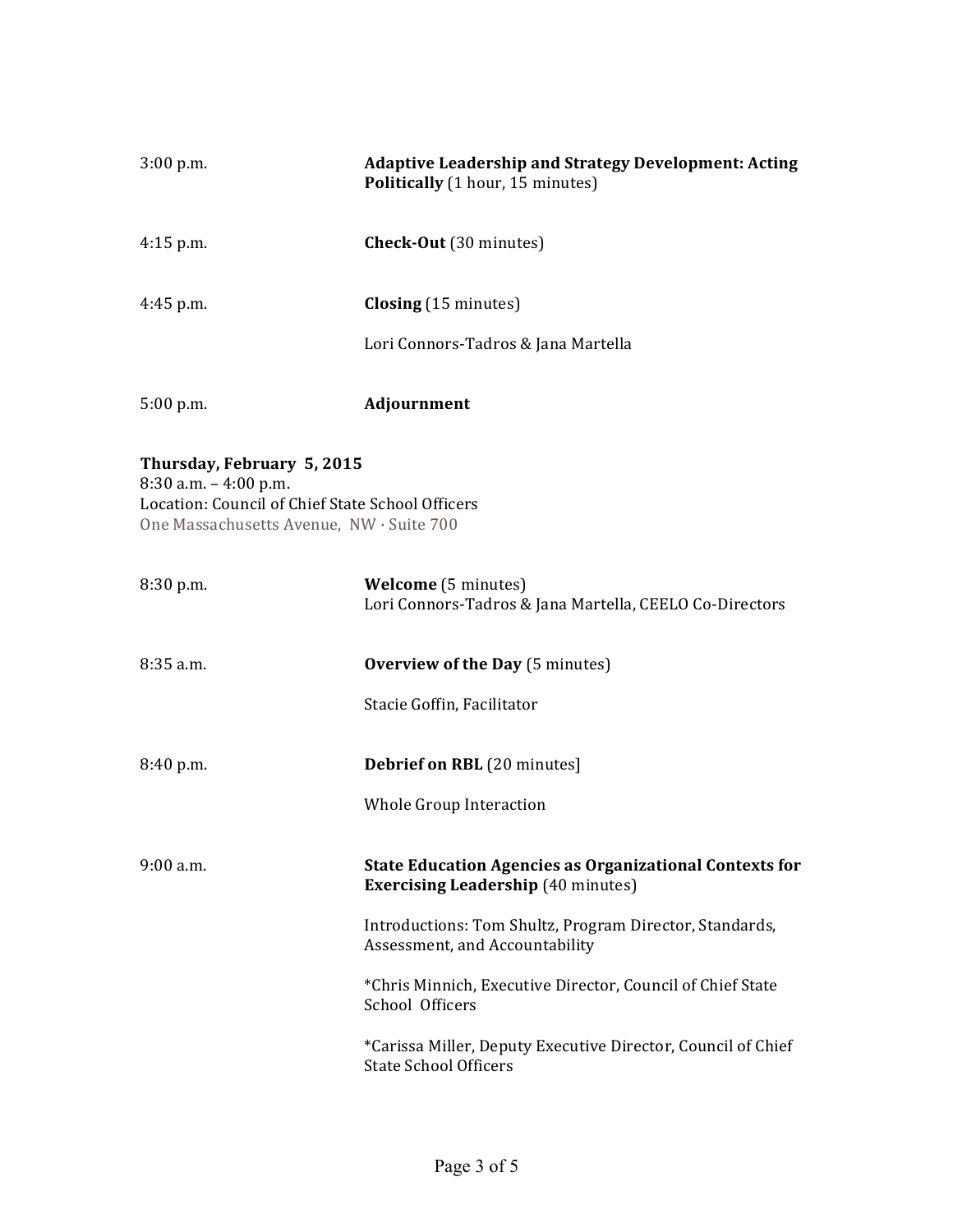| | |
|---|---|
| 3:00 p.m. | **Adaptive Leadership and Strategy Development: Acting Politically** (1 hour, 15 minutes) |
| 4:15 p.m. | **Check-Out** (30 minutes) |
| 4:45 p.m. | **Closing** (15 minutes)<br><br>Lori Connors-Tadros & Jana Martella |
| 5:00 p.m. | **Adjournment** |

**Thursday, February 5, 2015**
8:30 a.m. – 4:00 p.m.
Location: Council of Chief State School Officers
One Massachusetts Avenue, NW · Suite 700

| | |
|---|---|
| 8:30 p.m. | **Welcome** (5 minutes)<br>Lori Connors-Tadros & Jana Martella, CEELO Co-Directors |
| 8:35 a.m. | **Overview of the Day** (5 minutes)<br><br>Stacie Goffin, Facilitator |
| 8:40 p.m. | **Debrief on RBL** (20 minutes]<br><br>Whole Group Interaction |
| 9:00 a.m. | **State Education Agencies as Organizational Contexts for Exercising Leadership** (40 minutes)<br><br>Introductions: Tom Shultz, Program Director, Standards, Assessment, and Accountability<br><br>*Chris Minnich, Executive Director, Council of Chief State School Officers<br><br>*Carissa Miller, Deputy Executive Director, Council of Chief State School Officers |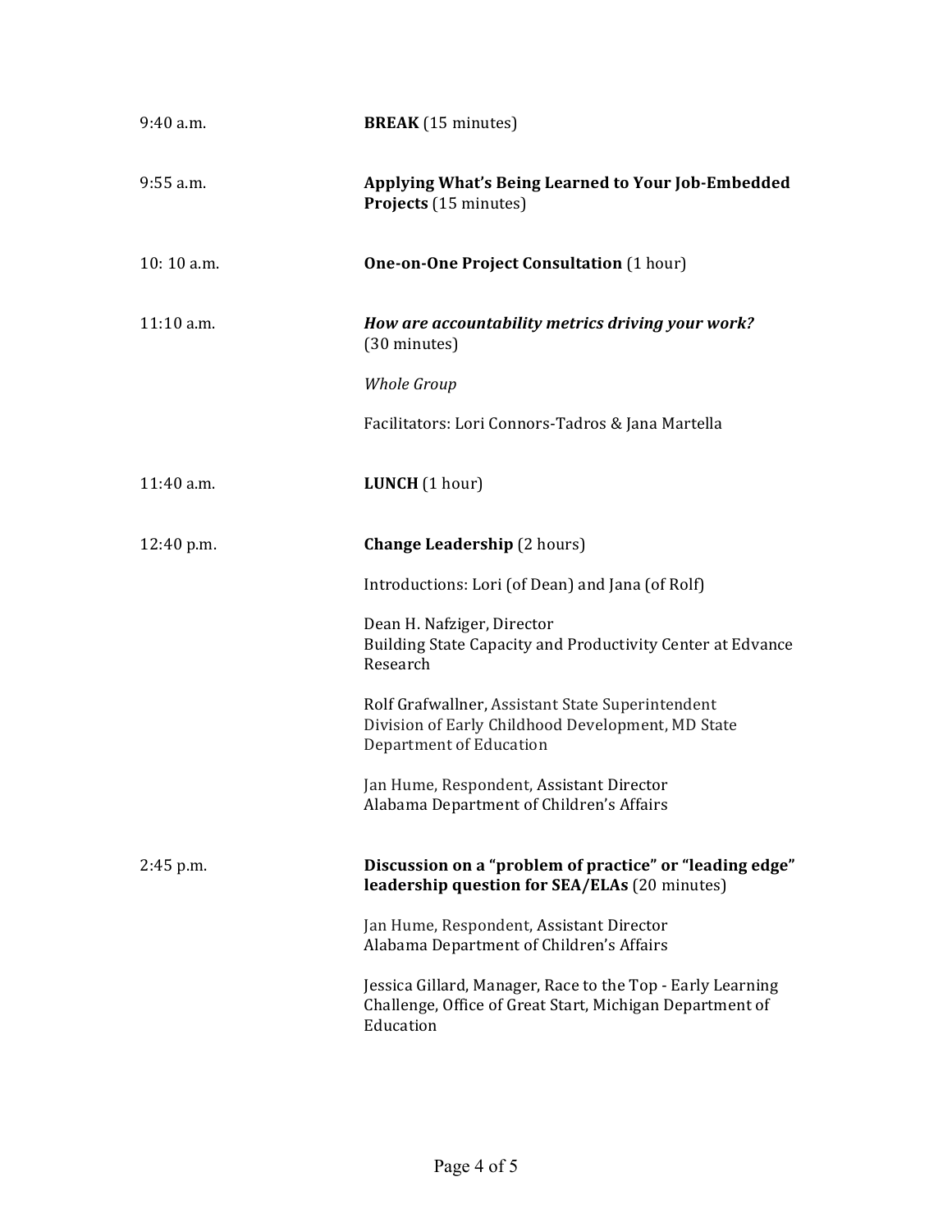| | |
|---|---|
| 9:40 a.m. | **BREAK** (15 minutes) |
| 9:55 a.m. | **Applying What's Being Learned to Your Job-Embedded Projects** (15 minutes) |
| 10: 10 a.m. | **One-on-One Project Consultation** (1 hour) |
| 11:10 a.m. | ***How are accountability metrics driving your work?*** (30 minutes)<br><br>*Whole Group*<br><br>Facilitators: Lori Connors-Tadros & Jana Martella |
| 11:40 a.m. | **LUNCH** (1 hour) |
| 12:40 p.m. | **Change Leadership** (2 hours)<br><br>Introductions: Lori (of Dean) and Jana (of Rolf)<br><br>Dean H. Nafziger, Director<br>Building State Capacity and Productivity Center at Edvance Research<br><br>Rolf Grafwallner, Assistant State Superintendent<br>Division of Early Childhood Development, MD State Department of Education<br><br>Jan Hume, Respondent, Assistant Director<br>Alabama Department of Children's Affairs |
| 2:45 p.m. | **Discussion on a "problem of practice" or "leading edge" leadership question for SEA/ELAs** (20 minutes)<br><br>Jan Hume, Respondent, Assistant Director<br>Alabama Department of Children's Affairs<br><br>Jessica Gillard, Manager, Race to the Top - Early Learning Challenge, Office of Great Start, Michigan Department of Education |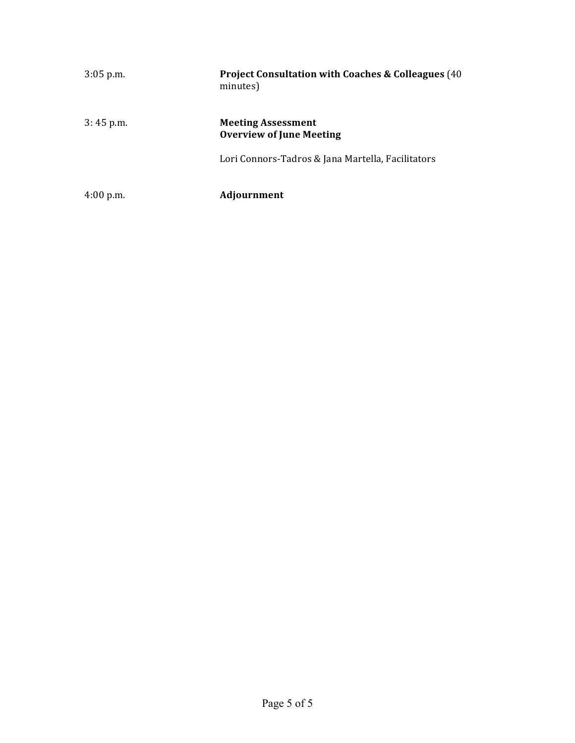| | |
|---|---|
| 3:05 p.m. | **Project Consultation with Coaches & Colleagues** (40 minutes) |
| 3: 45 p.m. | **Meeting Assessment**<br>**Overview of June Meeting**<br><br>Lori Connors-Tadros & Jana Martella, Facilitators |
| 4:00 p.m. | **Adjournment** |